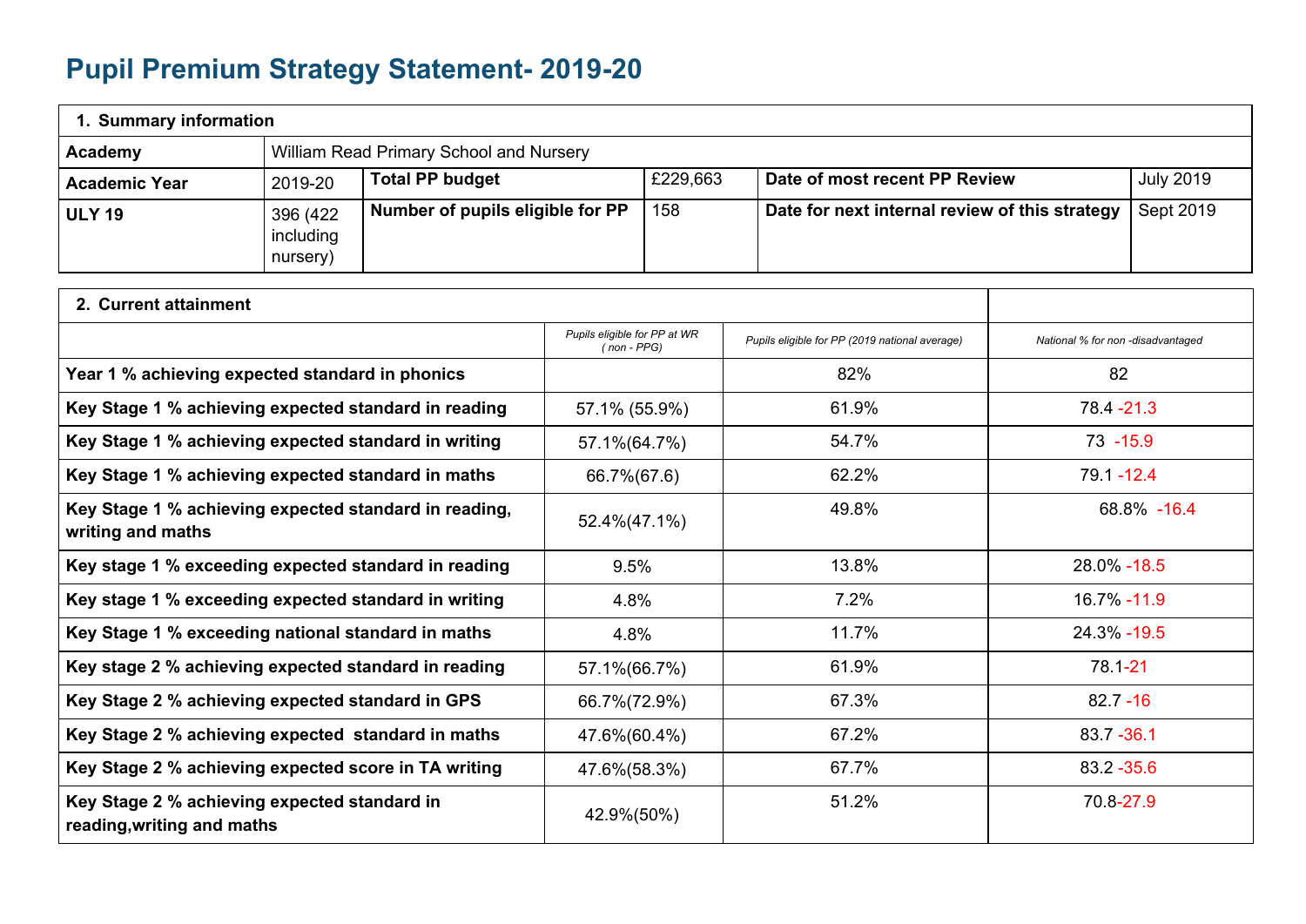# Pupil Premium Strategy Statement- 2019-20

| 1. Summary information | | | | | |
|---|---|---|---|---|---|
| **Academy** | William Read Primary School and Nursery | | | | |
| **Academic Year** | 2019-20 | **Total PP budget** | £229,663 | **Date of most recent PP Review** | July 2019 |
| **ULY 19** | 396 (422 including nursery) | **Number of pupils eligible for PP** | 158 | **Date for next internal review of this strategy** | Sept 2019 |

| 2. Current attainment | | | |
|---|---|---|---|
| | *Pupils eligible for PP at WR ( non - PPG)* | *Pupils eligible for PP (2019 national average)* | *National % for non -disadvantaged* |
| **Year 1 % achieving expected standard in phonics** | | 82% | 82 |
| **Key Stage 1 % achieving expected standard in reading** | 57.1% (55.9%) | 61.9% | 78.4 -21.3 |
| **Key Stage 1 % achieving expected standard in writing** | 57.1%(64.7%) | 54.7% | 73 -15.9 |
| **Key Stage 1 % achieving expected standard in maths** | 66.7%(67.6) | 62.2% | 79.1 -12.4 |
| **Key Stage 1 % achieving expected standard in reading, writing and maths** | 52.4%(47.1%) | 49.8% | 68.8% -16.4 |
| **Key stage 1 % exceeding expected standard in reading** | 9.5% | 13.8% | 28.0% -18.5 |
| **Key stage 1 % exceeding expected standard in writing** | 4.8% | 7.2% | 16.7% -11.9 |
| **Key Stage 1 % exceeding national standard in maths** | 4.8% | 11.7% | 24.3% -19.5 |
| **Key stage 2 % achieving expected standard in reading** | 57.1%(66.7%) | 61.9% | 78.1-21 |
| **Key Stage 2 % achieving expected standard in GPS** | 66.7%(72.9%) | 67.3% | 82.7 -16 |
| **Key Stage 2 % achieving expected standard in maths** | 47.6%(60.4%) | 67.2% | 83.7 -36.1 |
| **Key Stage 2 % achieving expected score in TA writing** | 47.6%(58.3%) | 67.7% | 83.2 -35.6 |
| **Key Stage 2 % achieving expected standard in reading,writing and maths** | 42.9%(50%) | 51.2% | 70.8-27.9 |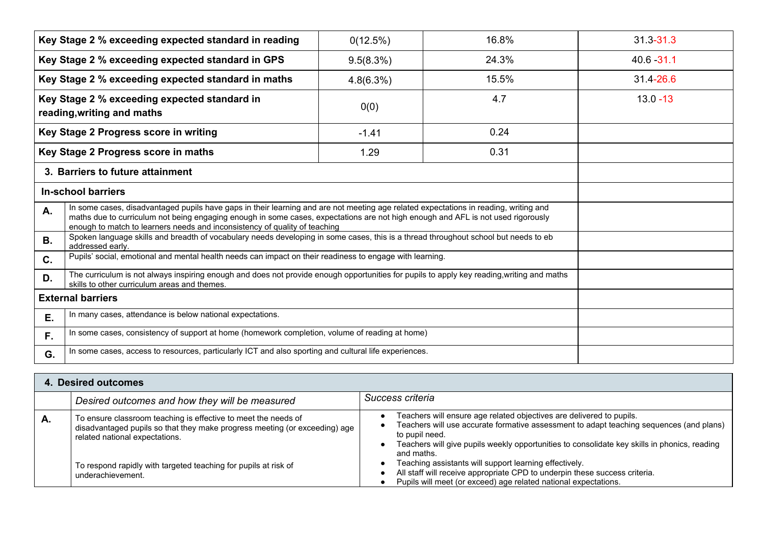| Key Stage 2 % exceeding expected standard in reading | 0(12.5%) | 16.8% | 31.3-31.3 |
|---|---|---|---|
| **Key Stage 2 % exceeding expected standard in GPS** | 9.5(8.3%) | 24.3% | 40.6 -31.1 |
| **Key Stage 2 % exceeding expected standard in maths** | 4.8(6.3%) | 15.5% | 31.4-26.6 |
| **Key Stage 2 % exceeding expected standard in reading,writing and maths** | 0(0) | 4.7 | 13.0 -13 |
| **Key Stage 2 Progress score in writing** | -1.41 | 0.24 | |
| **Key Stage 2 Progress score in maths** | 1.29 | 0.31 | |

| 3. Barriers to future attainment | | |
|---|---|---|
| **In-school barriers** | | |
| **A.** | In some cases, disadvantaged pupils have gaps in their learning and are not meeting age related expectations in reading, writing and maths due to curriculum not being engaging enough in some cases, expectations are not high enough and AFL is not used rigorously enough to match to learners needs and inconsistency of quality of teaching | |
| **B.** | Spoken language skills and breadth of vocabulary needs developing in some cases, this is a thread throughout school but needs to eb addressed early. | |
| **C.** | Pupils' social, emotional and mental health needs can impact on their readiness to engage with learning. | |
| **D.** | The curriculum is not always inspiring enough and does not provide enough opportunities for pupils to apply key reading,writing and maths skills to other curriculum areas and themes. | |
| **External barriers** | | |
| **E.** | In many cases, attendance is below national expectations. | |
| **F.** | In some cases, consistency of support at home (homework completion, volume of reading at home) | |
| **G.** | In some cases, access to resources, particularly ICT and also sporting and cultural life experiences. | |

| 4. Desired outcomes | | |
|---|---|---|
| | *Desired outcomes and how they will be measured* | *Success criteria* |
| **A.** | To ensure classroom teaching is effective to meet the needs of disadvantaged pupils so that they make progress meeting (or exceeding) age related national expectations.<br><br>To respond rapidly with targeted teaching for pupils at risk of underachievement. | • Teachers will ensure age related objectives are delivered to pupils.<br>• Teachers will use accurate formative assessment to adapt teaching sequences (and plans) to pupil need.<br>• Teachers will give pupils weekly opportunities to consolidate key skills in phonics, reading and maths.<br>• Teaching assistants will support learning effectively.<br>• All staff will receive appropriate CPD to underpin these success criteria.<br>• Pupils will meet (or exceed) age related national expectations. |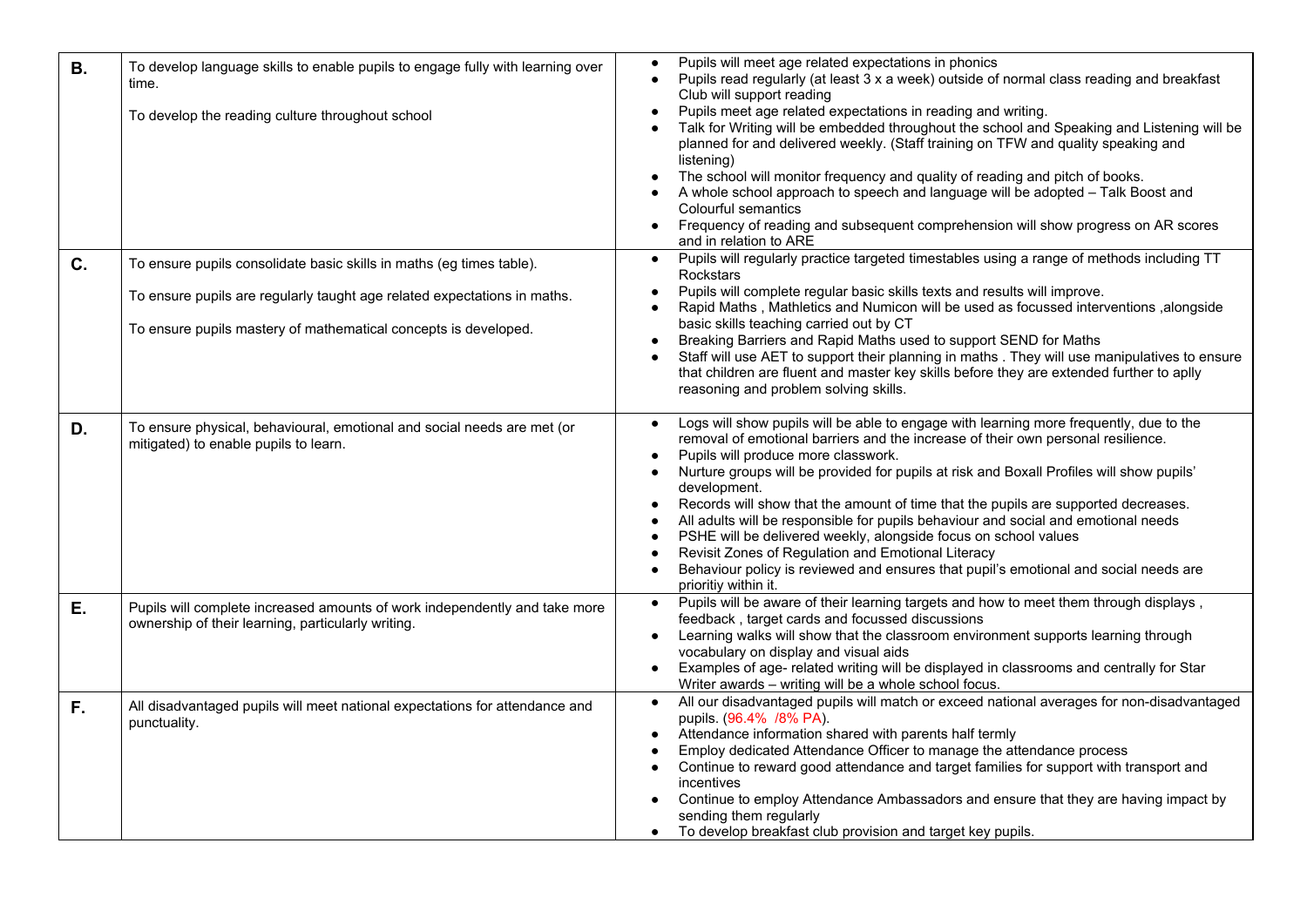| | | |
|---|---|---|
| **B.** | To develop language skills to enable pupils to engage fully with learning over time.<br><br>To develop the reading culture throughout school | • Pupils will meet age related expectations in phonics<br>• Pupils read regularly (at least 3 x a week) outside of normal class reading and breakfast Club will support reading<br>• Pupils meet age related expectations in reading and writing.<br>• Talk for Writing will be embedded throughout the school and Speaking and Listening will be planned for and delivered weekly. (Staff training on TFW and quality speaking and listening)<br>• The school will monitor frequency and quality of reading and pitch of books.<br>• A whole school approach to speech and language will be adopted – Talk Boost and Colourful semantics<br>• Frequency of reading and subsequent comprehension will show progress on AR scores and in relation to ARE |
| **C.** | To ensure pupils consolidate basic skills in maths (eg times table).<br><br>To ensure pupils are regularly taught age related expectations in maths.<br><br>To ensure pupils mastery of mathematical concepts is developed. | • Pupils will regularly practice targeted timestables using a range of methods including TT Rockstars<br>• Pupils will complete regular basic skills texts and results will improve.<br>• Rapid Maths , Mathletics and Numicon will be used as focussed interventions ,alongside basic skills teaching carried out by CT<br>• Breaking Barriers and Rapid Maths used to support SEND for Maths<br>• Staff will use AET to support their planning in maths . They will use manipulatives to ensure that children are fluent and master key skills before they are extended further to aplly reasoning and problem solving skills. |
| **D.** | To ensure physical, behavioural, emotional and social needs are met (or mitigated) to enable pupils to learn. | • Logs will show pupils will be able to engage with learning more frequently, due to the removal of emotional barriers and the increase of their own personal resilience.<br>• Pupils will produce more classwork.<br>• Nurture groups will be provided for pupils at risk and Boxall Profiles will show pupils' development.<br>• Records will show that the amount of time that the pupils are supported decreases.<br>• All adults will be responsible for pupils behaviour and social and emotional needs<br>• PSHE will be delivered weekly, alongside focus on school values<br>• Revisit Zones of Regulation and Emotional Literacy<br>• Behaviour policy is reviewed and ensures that pupil's emotional and social needs are prioritiy within it. |
| **E.** | Pupils will complete increased amounts of work independently and take more ownership of their learning, particularly writing. | • Pupils will be aware of their learning targets and how to meet them through displays , feedback , target cards and focussed discussions<br>• Learning walks will show that the classroom environment supports learning through vocabulary on display and visual aids<br>• Examples of age- related writing will be displayed in classrooms and centrally for Star Writer awards – writing will be a whole school focus. |
| **F.** | All disadvantaged pupils will meet national expectations for attendance and punctuality. | • All our disadvantaged pupils will match or exceed national averages for non-disadvantaged pupils. (96.4% /8% PA).<br>• Attendance information shared with parents half termly<br>• Employ dedicated Attendance Officer to manage the attendance process<br>• Continue to reward good attendance and target families for support with transport and incentives<br>• Continue to employ Attendance Ambassadors and ensure that they are having impact by sending them regularly<br>• To develop breakfast club provision and target key pupils. |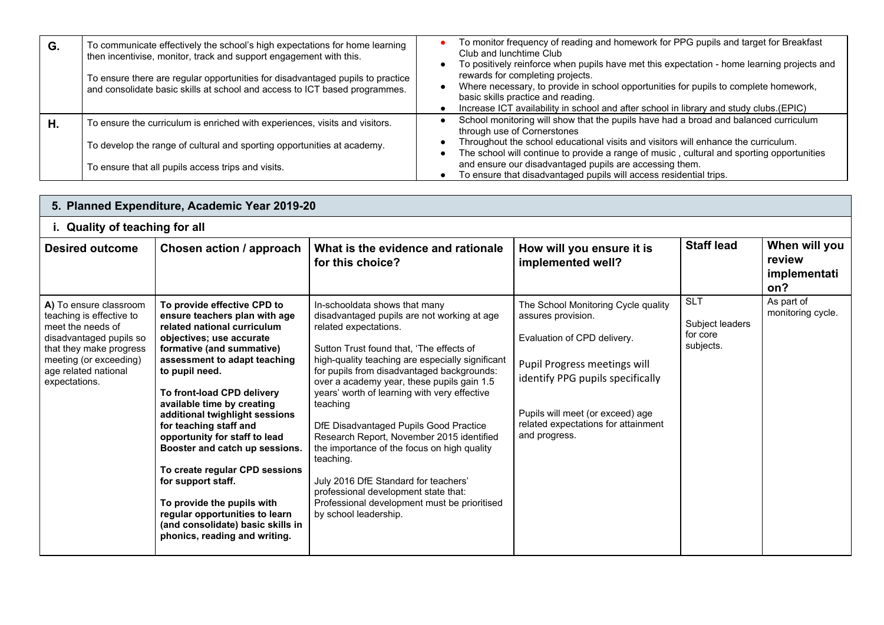| | | |
|---|---|---|
| **G.** | To communicate effectively the school's high expectations for home learning then incentivise, monitor, track and support engagement with this.<br><br>To ensure there are regular opportunities for disadvantaged pupils to practice and consolidate basic skills at school and access to ICT based programmes. | • To monitor frequency of reading and homework for PPG pupils and target for Breakfast Club and lunchtime Club<br>• To positively reinforce when pupils have met this expectation - home learning projects and rewards for completing projects.<br>• Where necessary, to provide in school opportunities for pupils to complete homework, basic skills practice and reading.<br>• Increase ICT availability in school and after school in library and study clubs.(EPIC) |
| **H.** | To ensure the curriculum is enriched with experiences, visits and visitors.<br><br>To develop the range of cultural and sporting opportunities at academy.<br><br>To ensure that all pupils access trips and visits. | • School monitoring will show that the pupils have had a broad and balanced curriculum through use of Cornerstones<br>• Throughout the school educational visits and visitors will enhance the curriculum.<br>• The school will continue to provide a range of music , cultural and sporting opportunities and ensure our disadvantaged pupils are accessing them.<br>• To ensure that disadvantaged pupils will access residential trips. |

## 5. Planned Expenditure, Academic Year 2019-20

### i. Quality of teaching for all

| Desired outcome | Chosen action / approach | What is the evidence and rationale for this choice? | How will you ensure it is implemented well? | Staff lead | When will you review implementation? |
|---|---|---|---|---|---|
| **A)** To ensure classroom teaching is effective to meet the needs of disadvantaged pupils so that they make progress meeting (or exceeding) age related national expectations. | **To provide effective CPD to ensure teachers plan with age related national curriculum objectives; use accurate formative (and summative) assessment to adapt teaching to pupil need.**<br><br>**To front-load CPD delivery available time by creating additional twighlight sessions for teaching staff and opportunity for staff to lead Booster and catch up sessions.**<br><br>**To create regular CPD sessions for support staff.**<br><br>**To provide the pupils with regular opportunities to learn (and consolidate) basic skills in phonics, reading and writing.** | In-schooldata shows that many disadvantaged pupils are not working at age related expectations.<br><br>Sutton Trust found that, 'The effects of high-quality teaching are especially significant for pupils from disadvantaged backgrounds: over a academy year, these pupils gain 1.5 years' worth of learning with very effective teaching<br><br>DfE Disadvantaged Pupils Good Practice Research Report, November 2015 identified the importance of the focus on high quality teaching.<br><br>July 2016 DfE Standard for teachers' professional development state that: Professional development must be prioritised by school leadership. | The School Monitoring Cycle quality assures provision.<br><br>Evaluation of CPD delivery.<br><br>Pupil Progress meetings will identify PPG pupils specifically<br><br>Pupils will meet (or exceed) age related expectations for attainment and progress. | SLT<br><br>Subject leaders for core subjects. | As part of monitoring cycle. |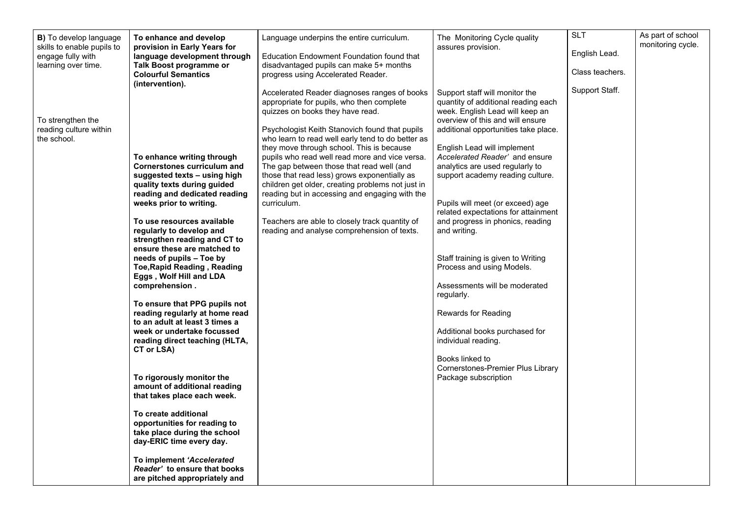| **B)** To develop language skills to enable pupils to engage fully with learning over time.<br><br>To strengthen the reading culture within the school. | **To enhance and develop provision in Early Years for language development through Talk Boost programme or Colourful Semantics (intervention).**<br><br>**To enhance writing through Cornerstones curriculum and suggested texts – using high quality texts during guided reading and dedicated reading weeks prior to writing.**<br><br>**To use resources available regularly to develop and strengthen reading and CT to ensure these are matched to needs of pupils – Toe by Toe,Rapid Reading , Reading Eggs , Wolf Hill and LDA comprehension .**<br><br>**To ensure that PPG pupils not reading regularly at home read to an adult at least 3 times a week or undertake focussed reading direct teaching (HLTA, CT or LSA)**<br><br>**To rigorously monitor the amount of additional reading that takes place each week.**<br><br>**To create additional opportunities for reading to take place during the school day-ERIC time every day.**<br><br>**To implement *'Accelerated Reader'* to ensure that books are pitched appropriately and** | Language underpins the entire curriculum.<br><br>Education Endowment Foundation found that disadvantaged pupils can make 5+ months progress using Accelerated Reader.<br><br>Accelerated Reader diagnoses ranges of books appropriate for pupils, who then complete quizzes on books they have read.<br><br>Psychologist Keith Stanovich found that pupils who learn to read well early tend to do better as they move through school. This is because pupils who read well read more and vice versa. The gap between those that read well (and those that read less) grows exponentially as children get older, creating problems not just in reading but in accessing and engaging with the curriculum.<br><br>Teachers are able to closely track quantity of reading and analyse comprehension of texts. | The Monitoring Cycle quality assures provision.<br><br>Support staff will monitor the quantity of additional reading each week. English Lead will keep an overview of this and will ensure additional opportunities take place.<br><br>English Lead will implement *Accelerated Reader'* and ensure analytics are used regularly to support academy reading culture.<br><br>Pupils will meet (or exceed) age related expectations for attainment and progress in phonics, reading and writing.<br><br>Staff training is given to Writing Process and using Models.<br><br>Assessments will be moderated regularly.<br><br>Rewards for Reading<br><br>Additional books purchased for individual reading.<br><br>Books linked to Cornerstones-Premier Plus Library Package subscription | SLT<br><br>English Lead.<br><br>Class teachers.<br><br>Support Staff. | As part of school monitoring cycle. |
|---|---|---|---|---|---|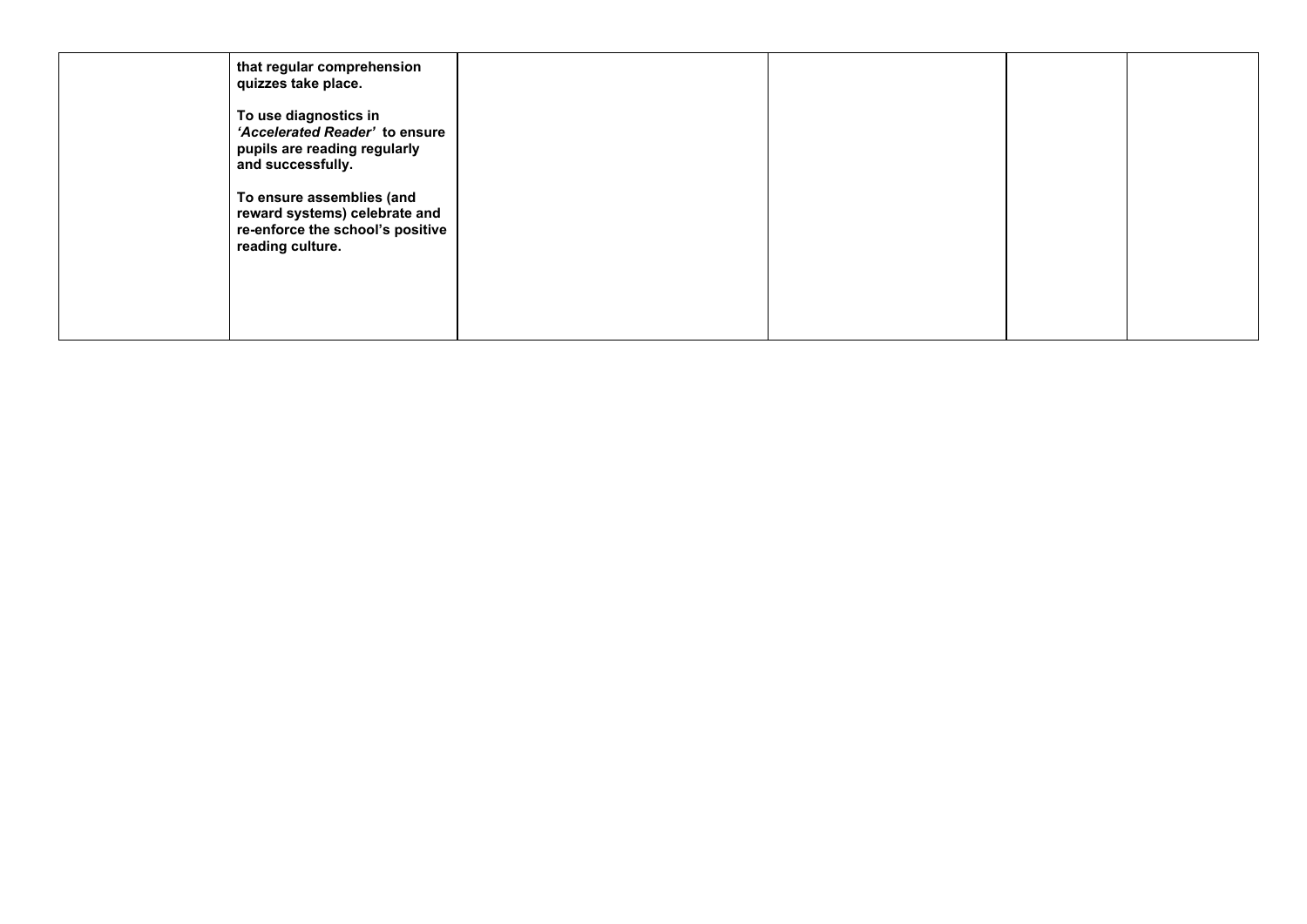|  |  |  |  |  |  |
|---|---|---|---|---|---|
|  | **that regular comprehension quizzes take place.**<br><br>**To use diagnostics in *'Accelerated Reader'* to ensure pupils are reading regularly and successfully.**<br><br>**To ensure assemblies (and reward systems) celebrate and re-enforce the school's positive reading culture.** |  |  |  |  |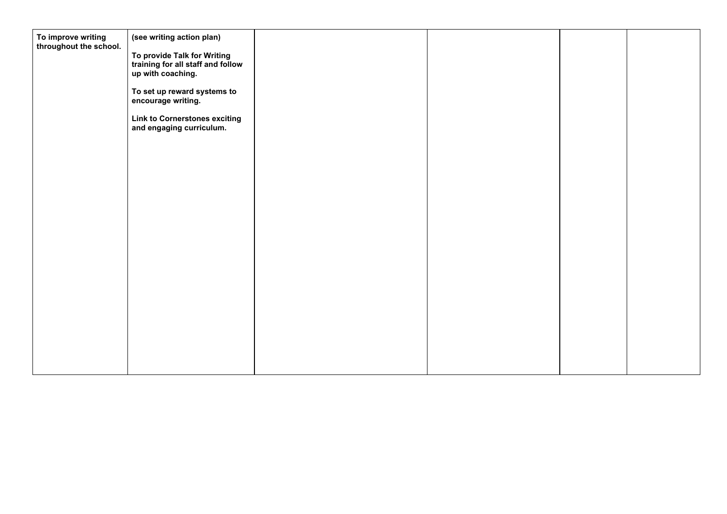| | | | | | |
|---|---|---|---|---|---|
| **To improve writing throughout the school.** | **(see writing action plan)**<br><br>**To provide Talk for Writing training for all staff and follow up with coaching.**<br><br>**To set up reward systems to encourage writing.**<br><br>**Link to Cornerstones exciting and engaging curriculum.** | | | | |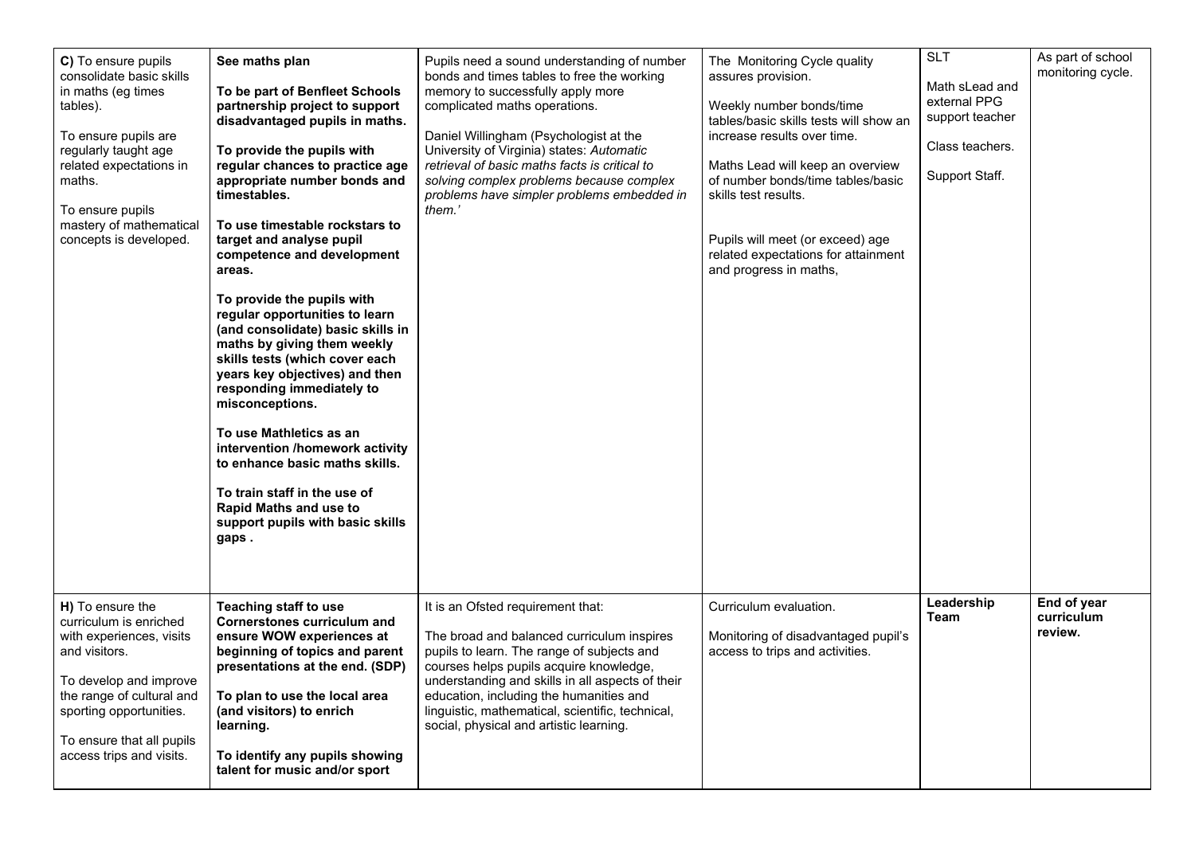| | | | | | |
|---|---|---|---|---|---|
| **C)** To ensure pupils consolidate basic skills in maths (eg times tables).<br><br>To ensure pupils are regularly taught age related expectations in maths.<br><br>To ensure pupils mastery of mathematical concepts is developed. | **See maths plan**<br><br>**To be part of Benfleet Schools partnership project to support disadvantaged pupils in maths.**<br><br>**To provide the pupils with regular chances to practice age appropriate number bonds and timestables.**<br><br>**To use timestable rockstars to target and analyse pupil competence and development areas.**<br><br>**To provide the pupils with regular opportunities to learn (and consolidate) basic skills in maths by giving them weekly skills tests (which cover each years key objectives) and then responding immediately to misconceptions.**<br><br>**To use Mathletics as an intervention /homework activity to enhance basic maths skills.**<br><br>**To train staff in the use of Rapid Maths and use to support pupils with basic skills gaps .** | Pupils need a sound understanding of number bonds and times tables to free the working memory to successfully apply more complicated maths operations.<br><br>Daniel Willingham (Psychologist at the University of Virginia) states: *Automatic retrieval of basic maths facts is critical to solving complex problems because complex problems have simpler problems embedded in them.'* | The Monitoring Cycle quality assures provision.<br><br>Weekly number bonds/time tables/basic skills tests will show an increase results over time.<br><br>Maths Lead will keep an overview of number bonds/time tables/basic skills test results.<br><br>Pupils will meet (or exceed) age related expectations for attainment and progress in maths, | SLT<br><br>Math sLead and external PPG support teacher<br><br>Class teachers.<br><br>Support Staff. | As part of school monitoring cycle. |
| **H)** To ensure the curriculum is enriched with experiences, visits and visitors.<br><br>To develop and improve the range of cultural and sporting opportunities.<br><br>To ensure that all pupils access trips and visits. | **Teaching staff to use Cornerstones curriculum and ensure WOW experiences at beginning of topics and parent presentations at the end. (SDP)**<br><br>**To plan to use the local area (and visitors) to enrich learning.**<br><br>**To identify any pupils showing talent for music and/or sport** | It is an Ofsted requirement that:<br><br>The broad and balanced curriculum inspires pupils to learn. The range of subjects and courses helps pupils acquire knowledge, understanding and skills in all aspects of their education, including the humanities and linguistic, mathematical, scientific, technical, social, physical and artistic learning. | Curriculum evaluation.<br><br>Monitoring of disadvantaged pupil's access to trips and activities. | **Leadership Team** | **End of year curriculum review.** |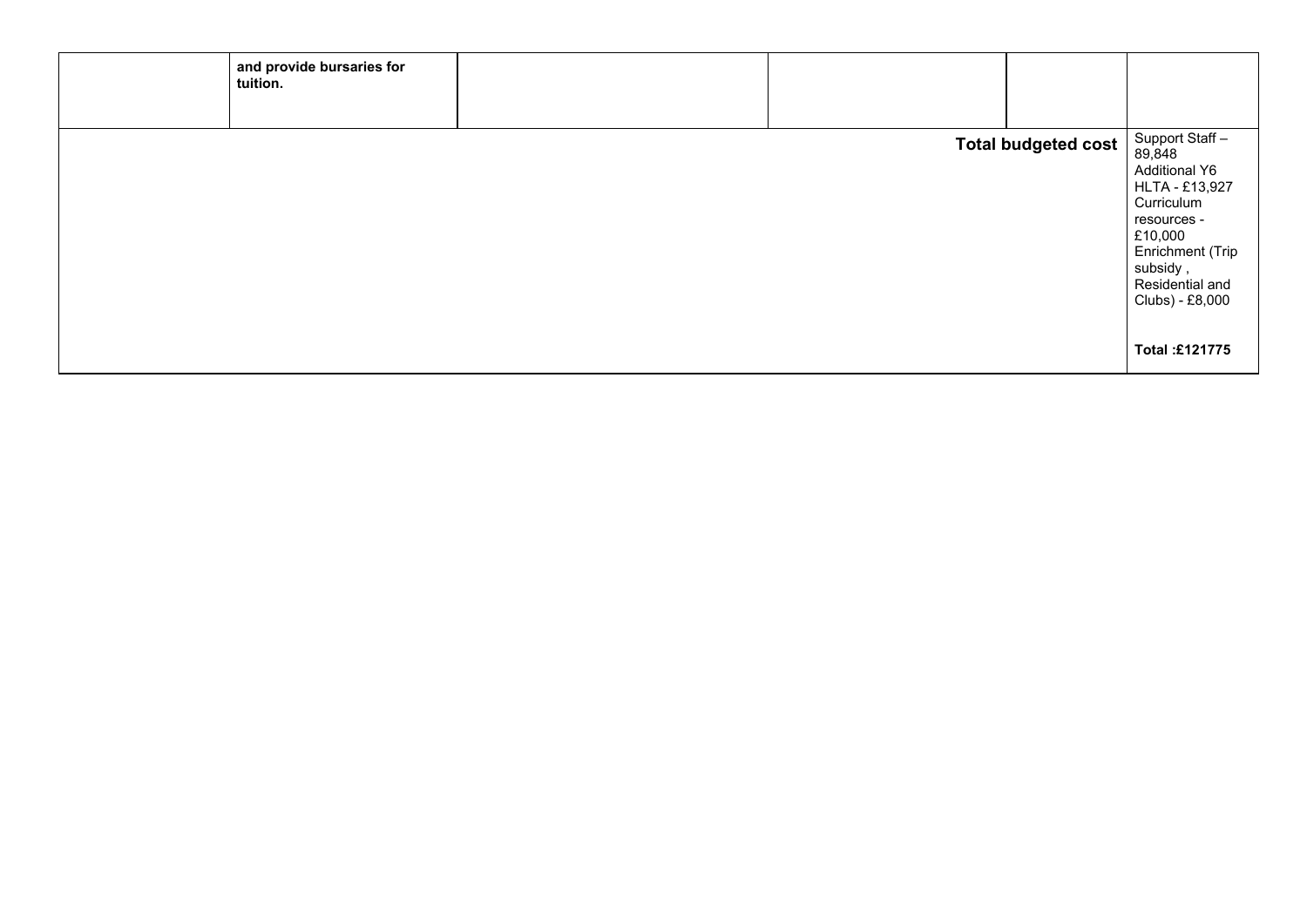|  |  |  |  |  |  |
|---|---|---|---|---|---|
|  | **and provide bursaries for tuition.** |  |  |  |  |
| | | | | **Total budgeted cost** | Support Staff – 89,848<br>Additional Y6 HLTA - £13,927<br>Curriculum resources - £10,000<br>Enrichment (Trip subsidy , Residential and Clubs) - £8,000<br><br>**Total :£121775** |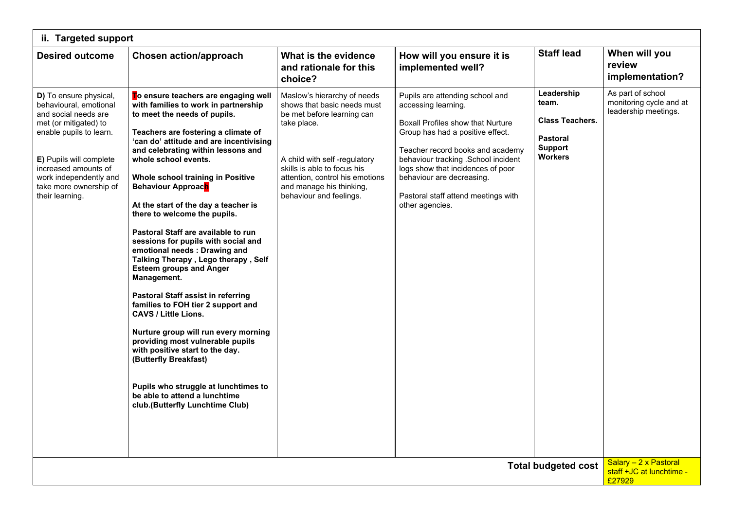| ii. Targeted support | | | | | |
|---|---|---|---|---|---|
| **Desired outcome** | **Chosen action/approach** | **What is the evidence and rationale for this choice?** | **How will you ensure it is implemented well?** | **Staff lead** | **When will you review implementation?** |
| **D)** To ensure physical, behavioural, emotional and social needs are met (or mitigated) to enable pupils to learn.<br><br>**E)** Pupils will complete increased amounts of work independently and take more ownership of their learning. | **To ensure teachers are engaging well with families to work in partnership to meet the needs of pupils.**<br><br>**Teachers are fostering a climate of 'can do' attitude and are incentivising and celebrating within lessons and whole school events.**<br><br>**Whole school training in Positive Behaviour Approach**<br><br>**At the start of the day a teacher is there to welcome the pupils.**<br><br>**Pastoral Staff are available to run sessions for pupils with social and emotional needs : Drawing and Talking Therapy , Lego therapy , Self Esteem groups and Anger Management.**<br><br>**Pastoral Staff assist in referring families to FOH tier 2 support and CAVS / Little Lions.**<br><br>**Nurture group will run every morning providing most vulnerable pupils with positive start to the day. (Butterfly Breakfast)**<br><br>**Pupils who struggle at lunchtimes to be able to attend a lunchtime club.(Butterfly Lunchtime Club)** | Maslow's hierarchy of needs shows that basic needs must be met before learning can take place.<br><br>A child with self -regulatory skills is able to focus his attention, control his emotions and manage his thinking, behaviour and feelings. | Pupils are attending school and accessing learning.<br><br>Boxall Profiles show that Nurture Group has had a positive effect.<br><br>Teacher record books and academy behaviour tracking .School incident logs show that incidences of poor behaviour are decreasing.<br><br>Pastoral staff attend meetings with other agencies. | **Leadership team.**<br><br>**Class Teachers.**<br><br>**Pastoral Support Workers** | As part of school monitoring cycle and at leadership meetings. |
| | | | | **Total budgeted cost** | Salary – 2 x Pastoral staff +JC at lunchtime - £27929 |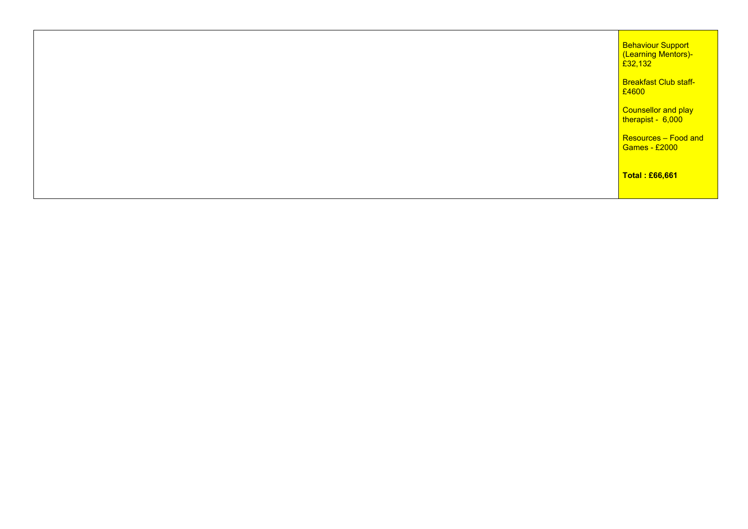|  |  |
| --- | --- |
|  | Behaviour Support (Learning Mentors)- £32,132<br><br>Breakfast Club staff- £4600<br><br>Counsellor and play therapist - 6,000<br><br>Resources – Food and Games - £2000<br><br>**Total : £66,661** |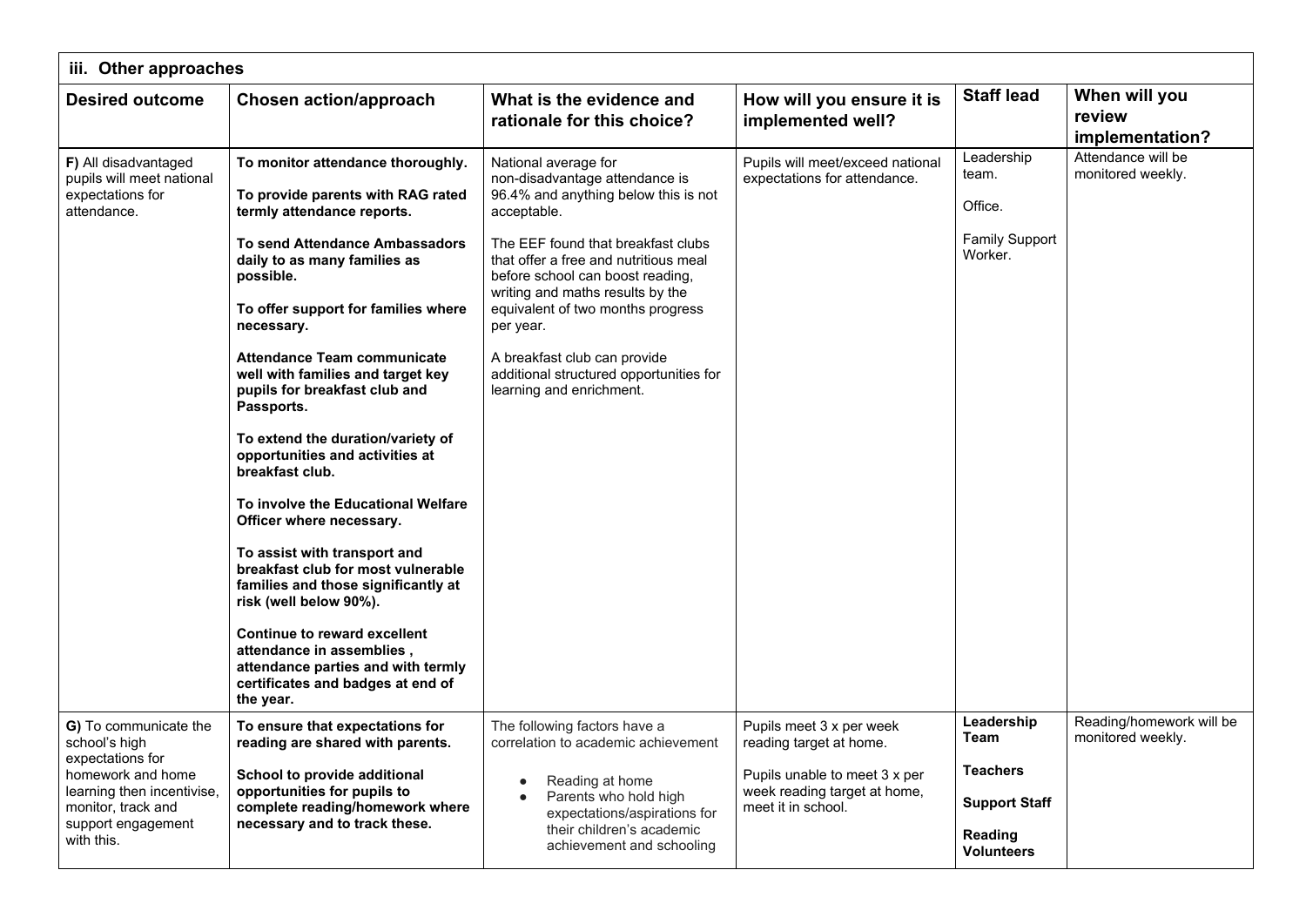| iii. Other approaches | | | | | |
|---|---|---|---|---|---|
| **Desired outcome** | **Chosen action/approach** | **What is the evidence and rationale for this choice?** | **How will you ensure it is implemented well?** | **Staff lead** | **When will you review implementation?** |
| **F)** All disadvantaged pupils will meet national expectations for attendance. | **To monitor attendance thoroughly.**<br><br>**To provide parents with RAG rated termly attendance reports.**<br><br>**To send Attendance Ambassadors daily to as many families as possible.**<br><br>**To offer support for families where necessary.**<br><br>**Attendance Team communicate well with families and target key pupils for breakfast club and Passports.**<br><br>**To extend the duration/variety of opportunities and activities at breakfast club.**<br><br>**To involve the Educational Welfare Officer where necessary.**<br><br>**To assist with transport and breakfast club for most vulnerable families and those significantly at risk (well below 90%).**<br><br>**Continue to reward excellent attendance in assemblies , attendance parties and with termly certificates and badges at end of the year.** | National average for non-disadvantage attendance is 96.4% and anything below this is not acceptable.<br><br>The EEF found that breakfast clubs that offer a free and nutritious meal before school can boost reading, writing and maths results by the equivalent of two months progress per year.<br><br>A breakfast club can provide additional structured opportunities for learning and enrichment. | Pupils will meet/exceed national expectations for attendance. | Leadership team.<br><br>Office.<br><br>Family Support Worker. | Attendance will be monitored weekly. |
| **G)** To communicate the school's high expectations for homework and home learning then incentivise, monitor, track and support engagement with this. | **To ensure that expectations for reading are shared with parents.**<br><br>**School to provide additional opportunities for pupils to complete reading/homework where necessary and to track these.** | The following factors have a correlation to academic achievement<br><br>• Reading at home<br>• Parents who hold high expectations/aspirations for their children's academic achievement and schooling | Pupils meet 3 x per week reading target at home.<br><br>Pupils unable to meet 3 x per week reading target at home, meet it in school. | **Leadership Team**<br><br>**Teachers**<br><br>**Support Staff**<br><br>**Reading Volunteers** | Reading/homework will be monitored weekly. |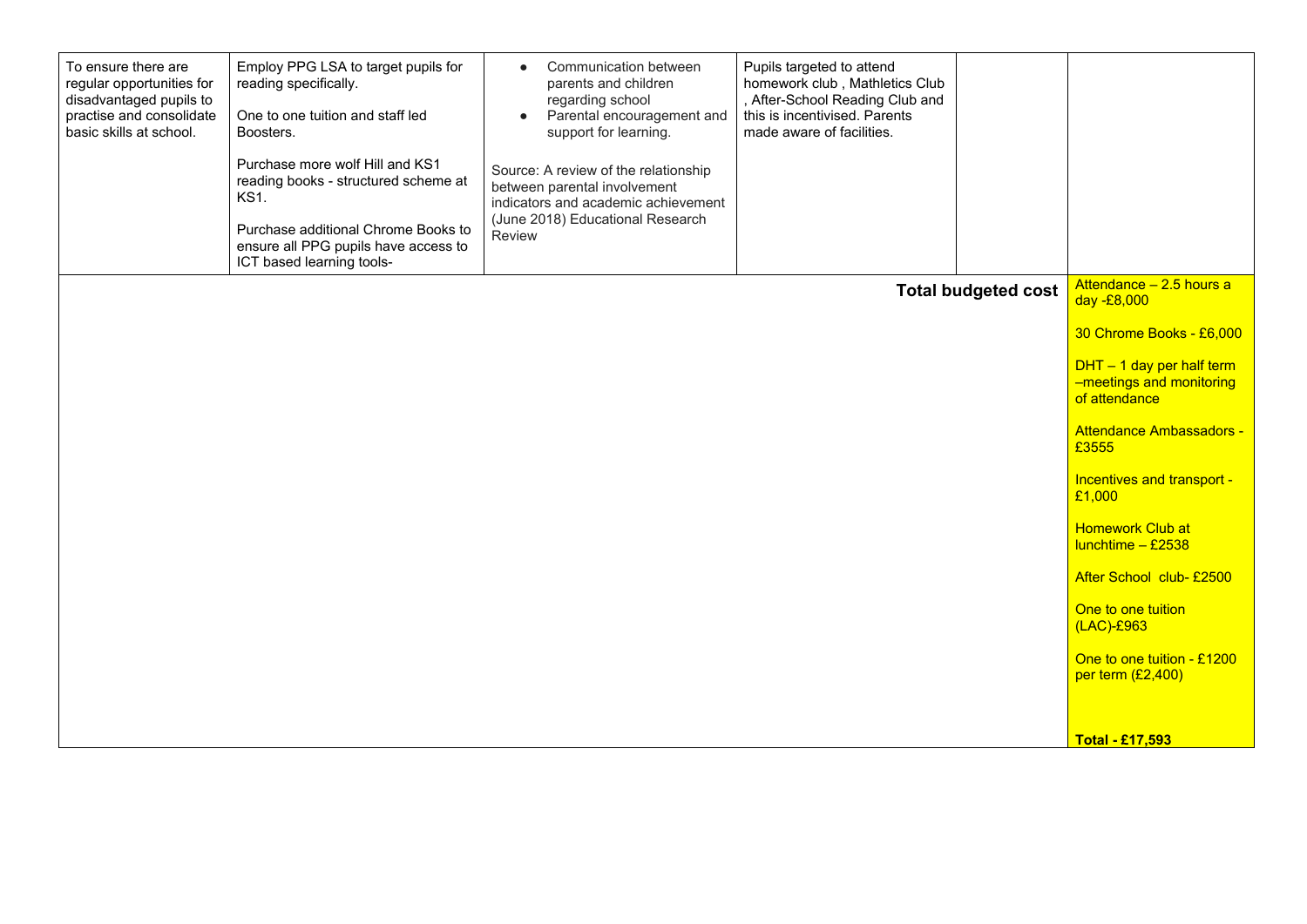| | | | | | |
|---|---|---|---|---|---|
| To ensure there are regular opportunities for disadvantaged pupils to practise and consolidate basic skills at school. | Employ PPG LSA to target pupils for reading specifically.<br><br>One to one tuition and staff led Boosters.<br><br>Purchase more wolf Hill and KS1 reading books - structured scheme at KS1.<br><br>Purchase additional Chrome Books to ensure all PPG pupils have access to ICT based learning tools- | • Communication between parents and children regarding school<br>• Parental encouragement and support for learning.<br><br>Source: A review of the relationship between parental involvement indicators and academic achievement (June 2018) Educational Research Review | Pupils targeted to attend homework club , Mathletics Club , After-School Reading Club and this is incentivised. Parents made aware of facilities. | | |
| | | | | **Total budgeted cost** | Attendance – 2.5 hours a day -£8,000<br><br>30 Chrome Books - £6,000<br><br>DHT – 1 day per half term –meetings and monitoring of attendance<br><br>Attendance Ambassadors - £3555<br><br>Incentives and transport - £1,000<br><br>Homework Club at lunchtime – £2538<br><br>After School club- £2500<br><br>One to one tuition (LAC)-£963<br><br>One to one tuition - £1200 per term (£2,400)<br><br>**Total - £17,593** |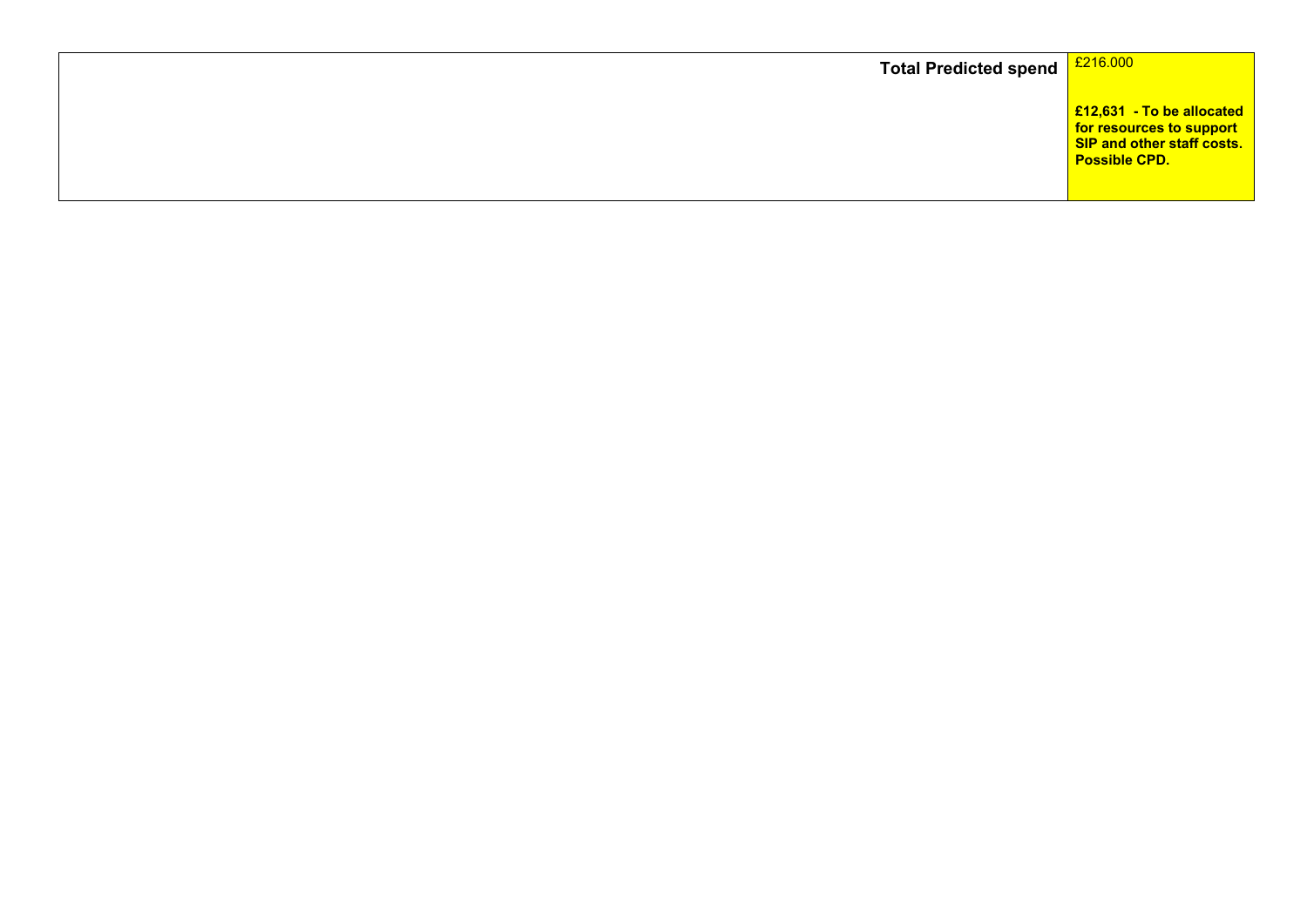| | |
|---|---|
| **Total Predicted spend** | £216.000<br><br>**£12,631 - To be allocated for resources to support SIP and other staff costs. Possible CPD.** |